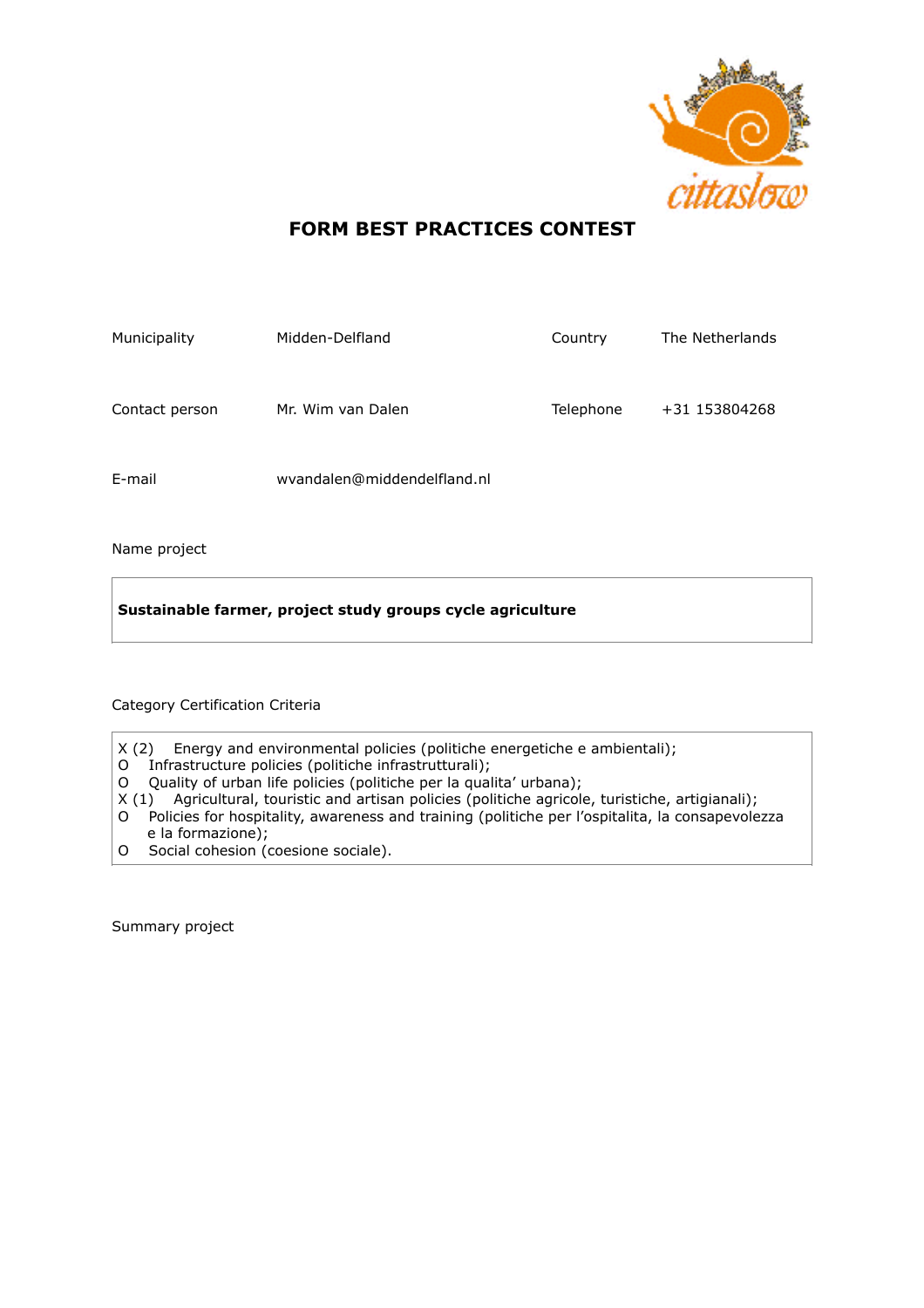# FORM BEST PRACTICES CONTEST

| Municipality | Midden-Delfland | Country | The Netherlands |
|---|---|---|---|
| Contact person | Mr. Wim van Dalen | Telephone | +31 153804268 |
| E-mail | wvandalen@middendelfland.nl | | |

Name project

**Sustainable farmer, project study groups cycle agriculture**

Category Certification Criteria

X (2) Energy and environmental policies (politiche energetiche e ambientali);
O Infrastructure policies (politiche infrastrutturali);
O Quality of urban life policies (politiche per la qualita' urbana);
X (1) Agricultural, touristic and artisan policies (politiche agricole, turistiche, artigianali);
O Policies for hospitality, awareness and training (politiche per l'ospitalita, la consapevolezza e la formazione);
O Social cohesion (coesione sociale).

Summary project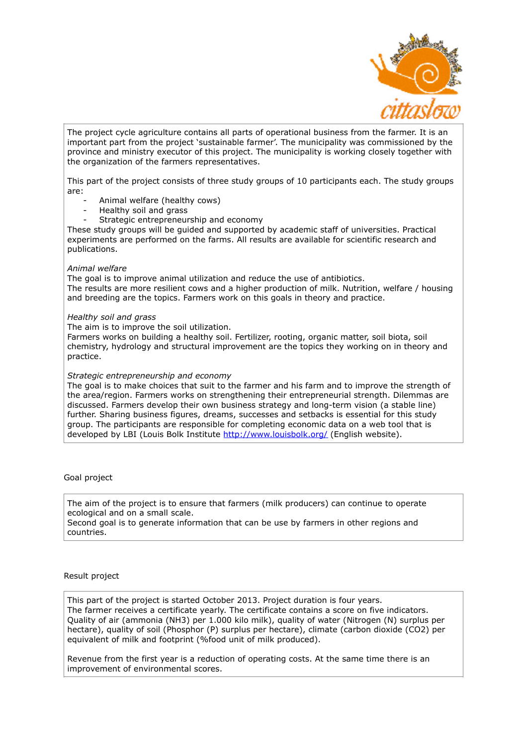The project cycle agriculture contains all parts of operational business from the farmer. It is an important part from the project 'sustainable farmer'. The municipality was commissioned by the province and ministry executor of this project. The municipality is working closely together with the organization of the farmers representatives.

This part of the project consists of three study groups of 10 participants each. The study groups are:

- Animal welfare (healthy cows)
- Healthy soil and grass
- Strategic entrepreneurship and economy

These study groups will be guided and supported by academic staff of universities. Practical experiments are performed on the farms. All results are available for scientific research and publications.

*Animal welfare*

The goal is to improve animal utilization and reduce the use of antibiotics.
The results are more resilient cows and a higher production of milk. Nutrition, welfare / housing and breeding are the topics. Farmers work on this goals in theory and practice.

*Healthy soil and grass*

The aim is to improve the soil utilization.
Farmers works on building a healthy soil. Fertilizer, rooting, organic matter, soil biota, soil chemistry, hydrology and structural improvement are the topics they working on in theory and practice.

*Strategic entrepreneurship and economy*

The goal is to make choices that suit to the farmer and his farm and to improve the strength of the area/region. Farmers works on strengthening their entrepreneurial strength. Dilemmas are discussed. Farmers develop their own business strategy and long-term vision (a stable line) further. Sharing business figures, dreams, successes and setbacks is essential for this study group. The participants are responsible for completing economic data on a web tool that is developed by LBI (Louis Bolk Institute http://www.louisbolk.org/ (English website).

Goal project

The aim of the project is to ensure that farmers (milk producers) can continue to operate ecological and on a small scale.
Second goal is to generate information that can be use by farmers in other regions and countries.

Result project

This part of the project is started October 2013. Project duration is four years.
The farmer receives a certificate yearly. The certificate contains a score on five indicators. Quality of air (ammonia ($NH_3$) per 1.000 kilo milk), quality of water (Nitrogen (N) surplus per hectare), quality of soil (Phosphor (P) surplus per hectare), climate (carbon dioxide ($CO_2$) per equivalent of milk and footprint (%food unit of milk produced).

Revenue from the first year is a reduction of operating costs. At the same time there is an improvement of environmental scores.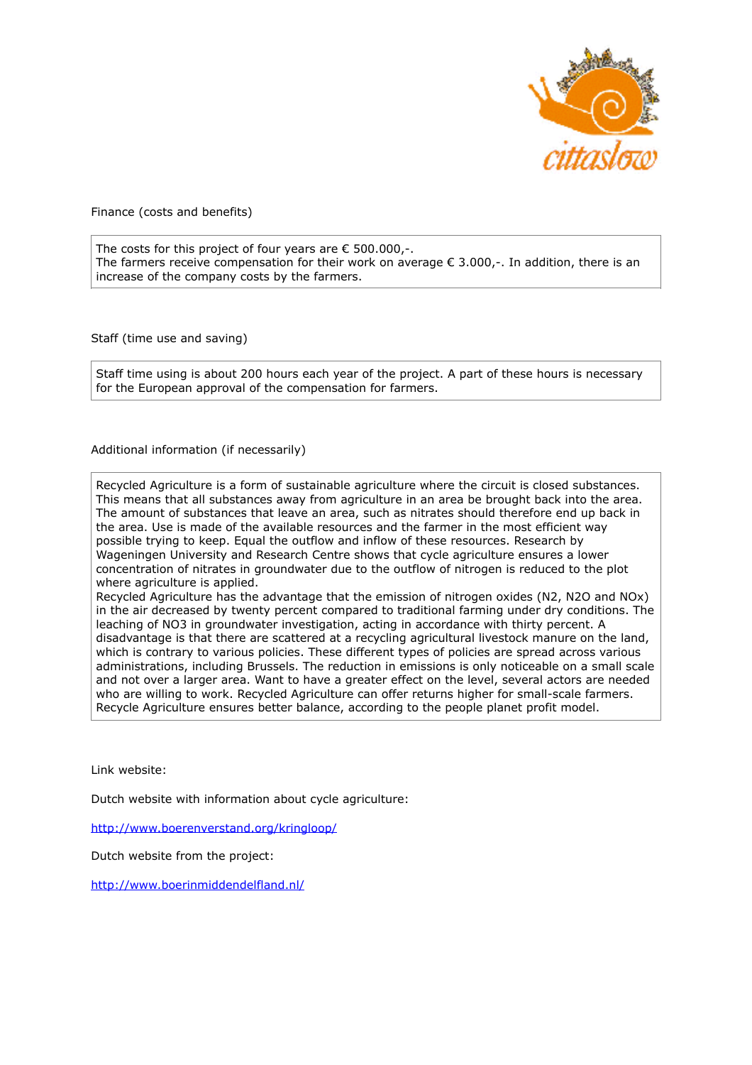Finance (costs and benefits)

The costs for this project of four years are € 500.000,-.
The farmers receive compensation for their work on average € 3.000,-. In addition, there is an increase of the company costs by the farmers.

Staff (time use and saving)

Staff time using is about 200 hours each year of the project. A part of these hours is necessary for the European approval of the compensation for farmers.

Additional information (if necessarily)

Recycled Agriculture is a form of sustainable agriculture where the circuit is closed substances. This means that all substances away from agriculture in an area be brought back into the area. The amount of substances that leave an area, such as nitrates should therefore end up back in the area. Use is made of the available resources and the farmer in the most efficient way possible trying to keep. Equal the outflow and inflow of these resources. Research by Wageningen University and Research Centre shows that cycle agriculture ensures a lower concentration of nitrates in groundwater due to the outflow of nitrogen is reduced to the plot where agriculture is applied.
Recycled Agriculture has the advantage that the emission of nitrogen oxides ($N_2$, $N_2O$ and $NO_x$) in the air decreased by twenty percent compared to traditional farming under dry conditions. The leaching of $NO_3$ in groundwater investigation, acting in accordance with thirty percent. A disadvantage is that there are scattered at a recycling agricultural livestock manure on the land, which is contrary to various policies. These different types of policies are spread across various administrations, including Brussels. The reduction in emissions is only noticeable on a small scale and not over a larger area. Want to have a greater effect on the level, several actors are needed who are willing to work. Recycled Agriculture can offer returns higher for small-scale farmers. Recycle Agriculture ensures better balance, according to the people planet profit model.

Link website:

Dutch website with information about cycle agriculture:

http://www.boerenverstand.org/kringloop/

Dutch website from the project:

http://www.boerinmiddendelfland.nl/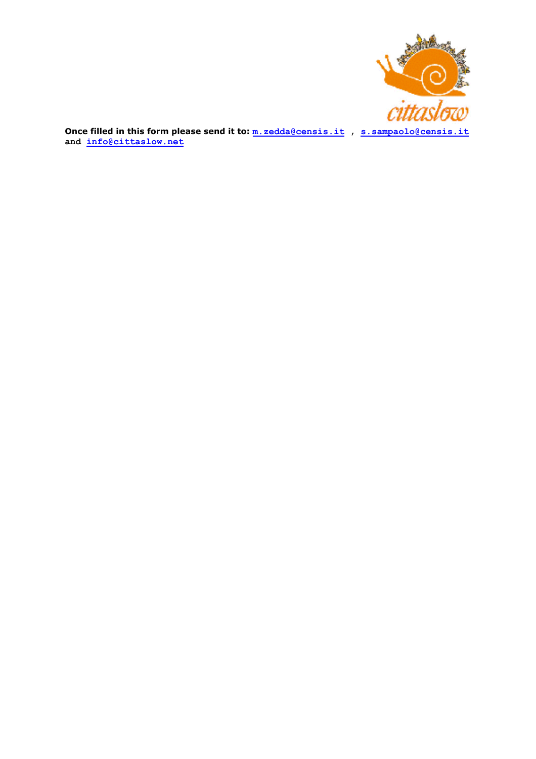**Once filled in this form please send it to:** m.zedda@censis.it , s.sampaolo@censis.it and info@cittaslow.net